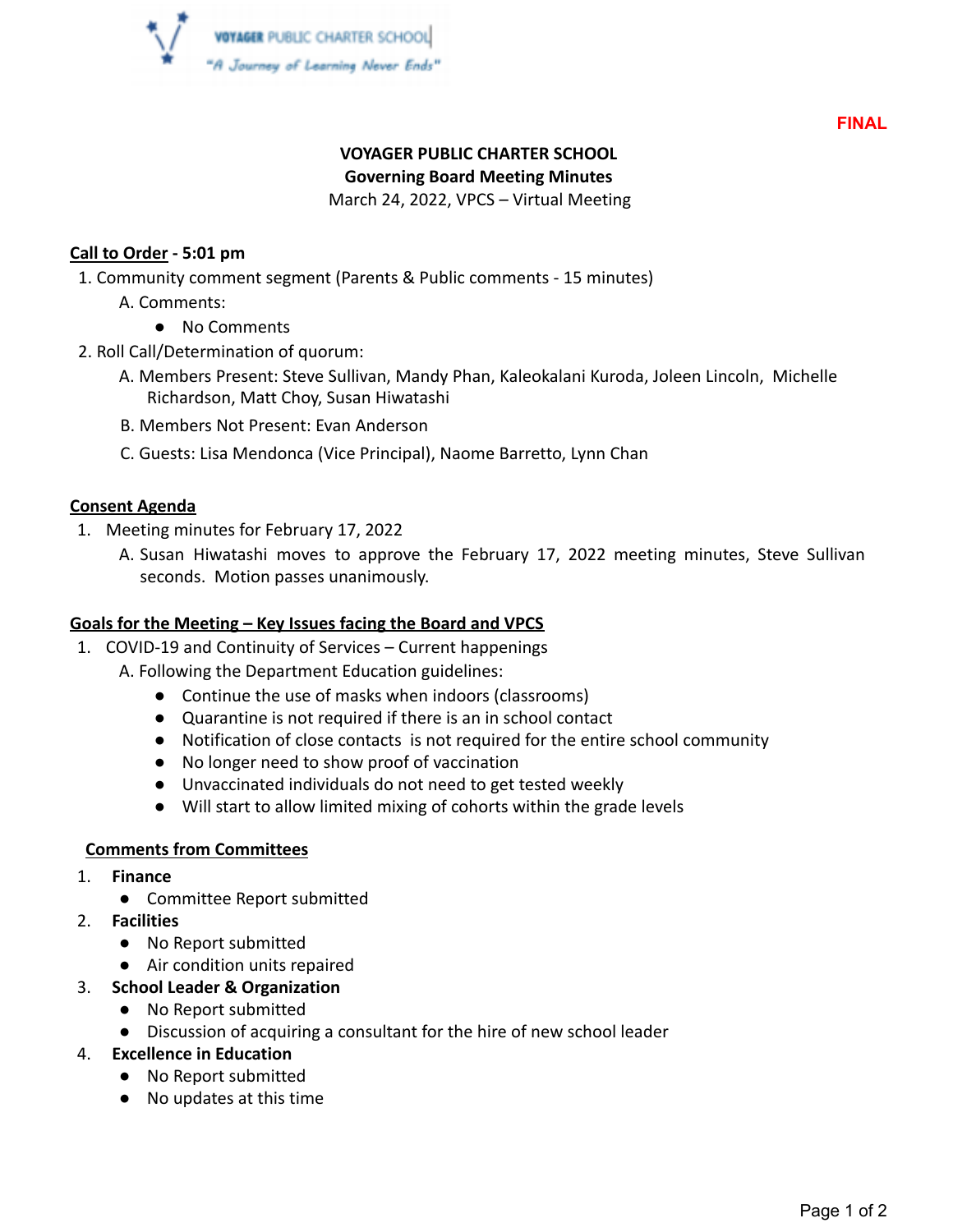VOYAGER PUBLIC CHARTER SCHOOL
"A Journey of Learning Never Ends"

**FINAL**

# VOYAGER PUBLIC CHARTER SCHOOL
## Governing Board Meeting Minutes
March 24, 2022, VPCS – Virtual Meeting

**Call to Order - 5:01 pm**

1. Community comment segment (Parents & Public comments - 15 minutes)
   A. Comments:
   - No Comments
2. Roll Call/Determination of quorum:
   A. Members Present: Steve Sullivan, Mandy Phan, Kaleokalani Kuroda, Joleen Lincoln, Michelle Richardson, Matt Choy, Susan Hiwatashi
   B. Members Not Present: Evan Anderson
   C. Guests: Lisa Mendonca (Vice Principal), Naome Barretto, Lynn Chan

**Consent Agenda**

1. Meeting minutes for February 17, 2022
   A. Susan Hiwatashi moves to approve the February 17, 2022 meeting minutes, Steve Sullivan seconds. Motion passes unanimously.

**Goals for the Meeting – Key Issues facing the Board and VPCS**

1. COVID-19 and Continuity of Services – Current happenings
   A. Following the Department Education guidelines:
   - Continue the use of masks when indoors (classrooms)
   - Quarantine is not required if there is an in school contact
   - Notification of close contacts is not required for the entire school community
   - No longer need to show proof of vaccination
   - Unvaccinated individuals do not need to get tested weekly
   - Will start to allow limited mixing of cohorts within the grade levels

**Comments from Committees**

1. **Finance**
   - Committee Report submitted
2. **Facilities**
   - No Report submitted
   - Air condition units repaired
3. **School Leader & Organization**
   - No Report submitted
   - Discussion of acquiring a consultant for the hire of new school leader
4. **Excellence in Education**
   - No Report submitted
   - No updates at this time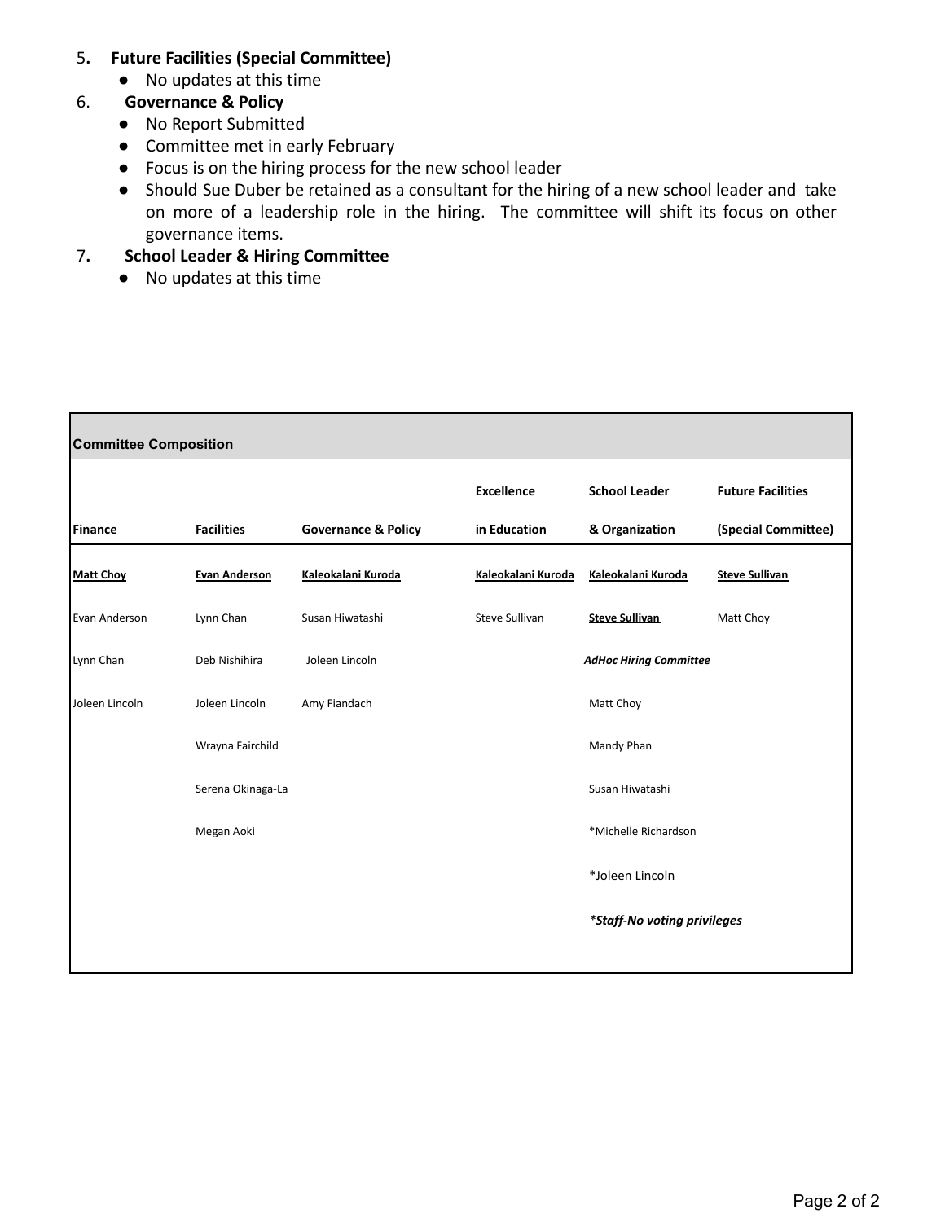5. **Future Facilities (Special Committee)**
   - No updates at this time
6. **Governance & Policy**
   - No Report Submitted
   - Committee met in early February
   - Focus is on the hiring process for the new school leader
   - Should Sue Duber be retained as a consultant for the hiring of a new school leader and take on more of a leadership role in the hiring. The committee will shift its focus on other governance items.
7. **School Leader & Hiring Committee**
   - No updates at this time

**Committee Composition**

| Finance | Facilities | Governance & Policy | Excellence in Education | School Leader & Organization | Future Facilities (Special Committee) |
|---|---|---|---|---|---|
| **Matt Choy** | **Evan Anderson** | **Kaleokalani Kuroda** | **Kaleokalani Kuroda** | **Kaleokalani Kuroda** | **Steve Sullivan** |
| Evan Anderson | Lynn Chan | Susan Hiwatashi | Steve Sullivan | **Steve Sullivan** | Matt Choy |
| Lynn Chan | Deb Nishihira | Joleen Lincoln | | ***AdHoc Hiring Committee*** | |
| Joleen Lincoln | Joleen Lincoln | Amy Fiandach | | Matt Choy | |
| | Wrayna Fairchild | | | Mandy Phan | |
| | Serena Okinaga-La | | | Susan Hiwatashi | |
| | Megan Aoki | | | *Michelle Richardson | |
| | | | | *Joleen Lincoln | |
| | | | | ***Staff-No voting privileges** | |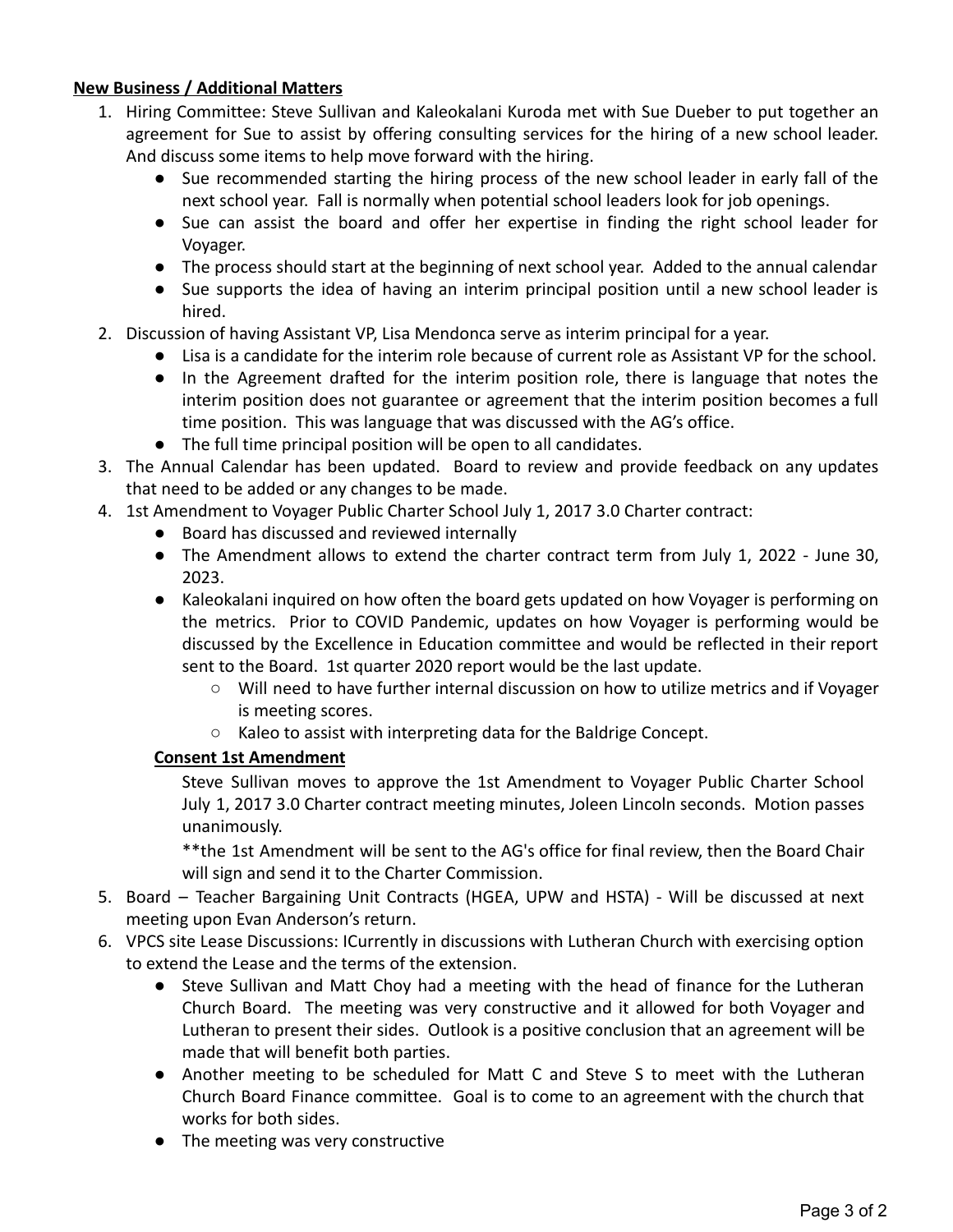**New Business / Additional Matters**

1. Hiring Committee: Steve Sullivan and Kaleokalani Kuroda met with Sue Dueber to put together an agreement for Sue to assist by offering consulting services for the hiring of a new school leader. And discuss some items to help move forward with the hiring.
   - Sue recommended starting the hiring process of the new school leader in early fall of the next school year. Fall is normally when potential school leaders look for job openings.
   - Sue can assist the board and offer her expertise in finding the right school leader for Voyager.
   - The process should start at the beginning of next school year. Added to the annual calendar
   - Sue supports the idea of having an interim principal position until a new school leader is hired.
2. Discussion of having Assistant VP, Lisa Mendonca serve as interim principal for a year.
   - Lisa is a candidate for the interim role because of current role as Assistant VP for the school.
   - In the Agreement drafted for the interim position role, there is language that notes the interim position does not guarantee or agreement that the interim position becomes a full time position. This was language that was discussed with the AG's office.
   - The full time principal position will be open to all candidates.
3. The Annual Calendar has been updated. Board to review and provide feedback on any updates that need to be added or any changes to be made.
4. 1st Amendment to Voyager Public Charter School July 1, 2017 3.0 Charter contract:
   - Board has discussed and reviewed internally
   - The Amendment allows to extend the charter contract term from July 1, 2022 - June 30, 2023.
   - Kaleokalani inquired on how often the board gets updated on how Voyager is performing on the metrics. Prior to COVID Pandemic, updates on how Voyager is performing would be discussed by the Excellence in Education committee and would be reflected in their report sent to the Board. 1st quarter 2020 report would be the last update.
     - Will need to have further internal discussion on how to utilize metrics and if Voyager is meeting scores.
     - Kaleo to assist with interpreting data for the Baldrige Concept.

   **Consent 1st Amendment**

   Steve Sullivan moves to approve the 1st Amendment to Voyager Public Charter School July 1, 2017 3.0 Charter contract meeting minutes, Joleen Lincoln seconds. Motion passes unanimously.

   **the 1st Amendment will be sent to the AG's office for final review, then the Board Chair will sign and send it to the Charter Commission.
5. Board – Teacher Bargaining Unit Contracts (HGEA, UPW and HSTA) - Will be discussed at next meeting upon Evan Anderson's return.
6. VPCS site Lease Discussions: ICurrently in discussions with Lutheran Church with exercising option to extend the Lease and the terms of the extension.
   - Steve Sullivan and Matt Choy had a meeting with the head of finance for the Lutheran Church Board. The meeting was very constructive and it allowed for both Voyager and Lutheran to present their sides. Outlook is a positive conclusion that an agreement will be made that will benefit both parties.
   - Another meeting to be scheduled for Matt C and Steve S to meet with the Lutheran Church Board Finance committee. Goal is to come to an agreement with the church that works for both sides.
   - The meeting was very constructive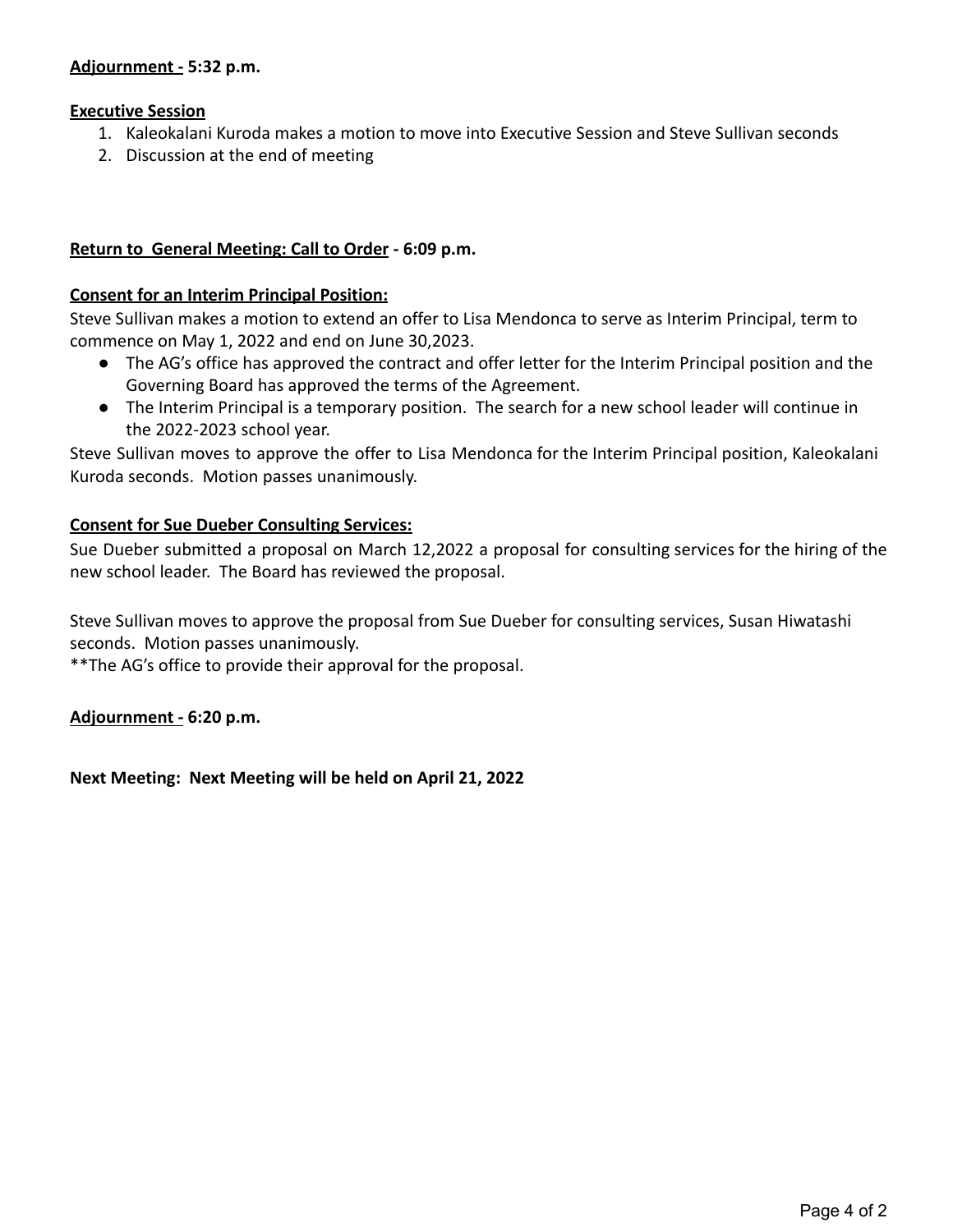**Adjournment - 5:32 p.m.**

**Executive Session**

1. Kaleokalani Kuroda makes a motion to move into Executive Session and Steve Sullivan seconds
2. Discussion at the end of meeting

**Return to General Meeting: Call to Order - 6:09 p.m.**

**Consent for an Interim Principal Position:**

Steve Sullivan makes a motion to extend an offer to Lisa Mendonca to serve as Interim Principal, term to commence on May 1, 2022 and end on June 30,2023.

- The AG's office has approved the contract and offer letter for the Interim Principal position and the Governing Board has approved the terms of the Agreement.
- The Interim Principal is a temporary position. The search for a new school leader will continue in the 2022-2023 school year.

Steve Sullivan moves to approve the offer to Lisa Mendonca for the Interim Principal position, Kaleokalani Kuroda seconds. Motion passes unanimously.

**Consent for Sue Dueber Consulting Services:**

Sue Dueber submitted a proposal on March 12,2022 a proposal for consulting services for the hiring of the new school leader. The Board has reviewed the proposal.

Steve Sullivan moves to approve the proposal from Sue Dueber for consulting services, Susan Hiwatashi seconds. Motion passes unanimously.
**The AG's office to provide their approval for the proposal.

**Adjournment - 6:20 p.m.**

**Next Meeting: Next Meeting will be held on April 21, 2022**